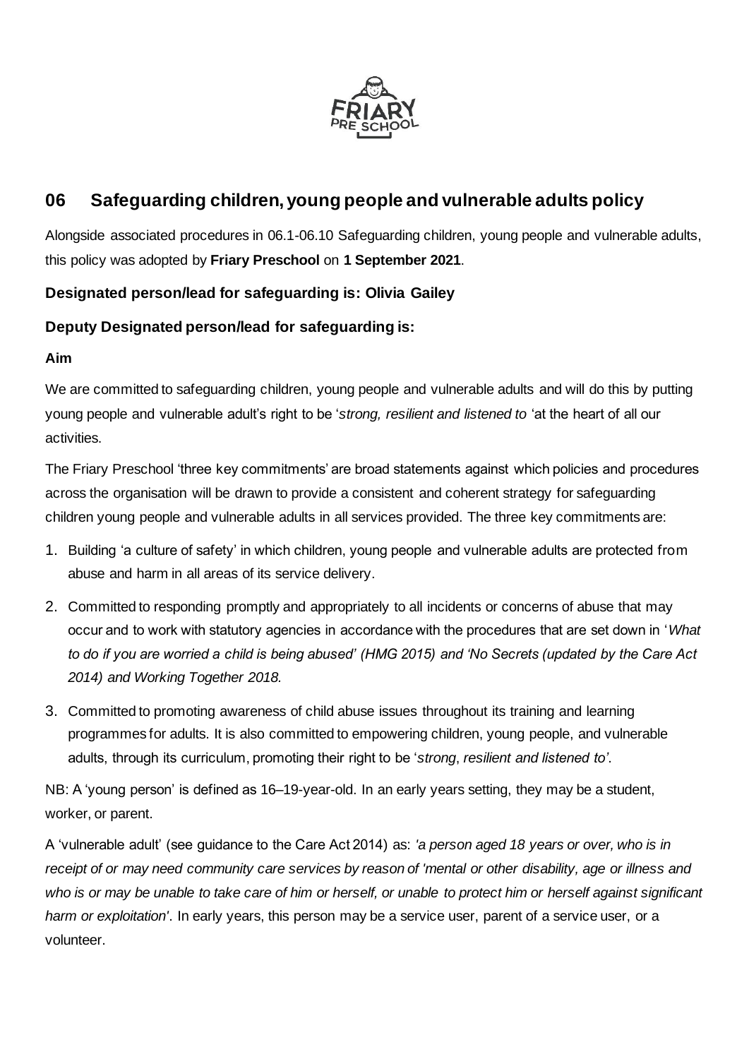## 06 Safeguarding children, young people and vulnerable adults policy

Alongside associated procedures in 06.1-06.10 Safeguarding children, young people and vulnerable adults, this policy was adopted by **Friary Preschool** on **1 September 2021**.

**Designated person/lead for safeguarding is: Olivia Gailey**

**Deputy Designated person/lead for safeguarding is:**

**Aim**

We are committed to safeguarding children, young people and vulnerable adults and will do this by putting young people and vulnerable adult's right to be '*strong, resilient and listened to* 'at the heart of all our activities.

The Friary Preschool 'three key commitments' are broad statements against which policies and procedures across the organisation will be drawn to provide a consistent and coherent strategy for safeguarding children young people and vulnerable adults in all services provided. The three key commitments are:

1. Building 'a culture of safety' in which children, young people and vulnerable adults are protected from abuse and harm in all areas of its service delivery.
2. Committed to responding promptly and appropriately to all incidents or concerns of abuse that may occur and to work with statutory agencies in accordance with the procedures that are set down in '*What to do if you are worried a child is being abused' (HMG 2015) and 'No Secrets (updated by the Care Act 2014) and Working Together 2018.*
3. Committed to promoting awareness of child abuse issues throughout its training and learning programmes for adults. It is also committed to empowering children, young people, and vulnerable adults, through its curriculum, promoting their right to be '*strong*, *resilient and listened to'*.

NB: A 'young person' is defined as 16–19-year-old. In an early years setting, they may be a student, worker, or parent.

A 'vulnerable adult' (see guidance to the Care Act 2014) as: *'a person aged 18 years or over, who is in receipt of or may need community care services by reason of 'mental or other disability, age or illness and who is or may be unable to take care of him or herself, or unable to protect him or herself against significant harm or exploitation'*. In early years, this person may be a service user, parent of a service user, or a volunteer.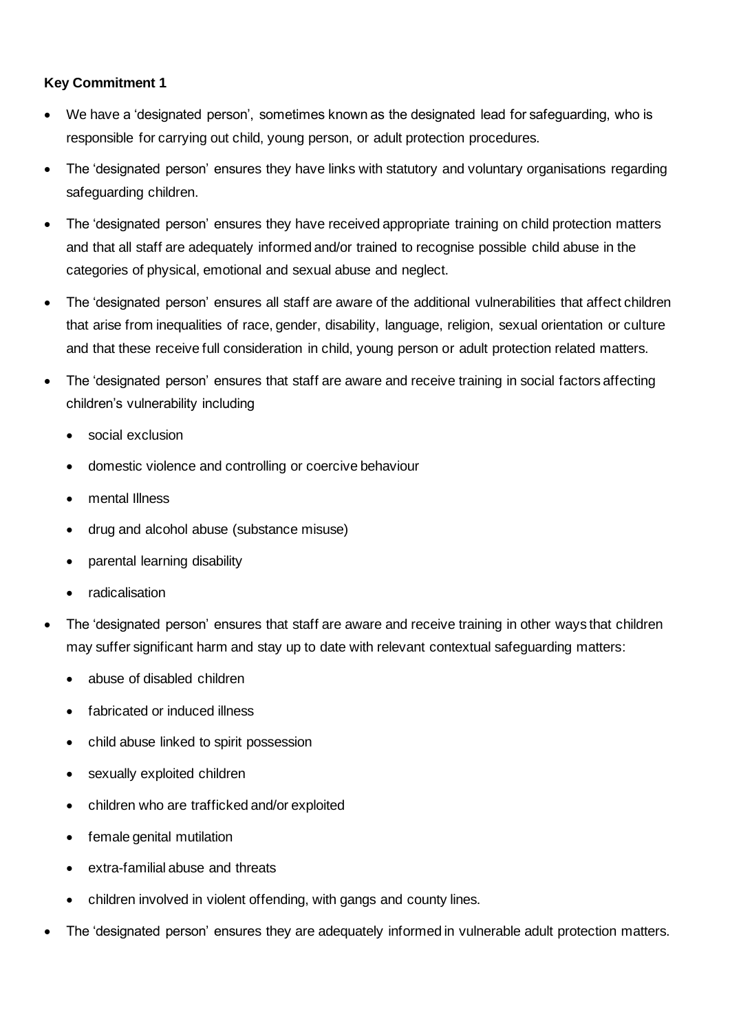**Key Commitment 1**

- We have a 'designated person', sometimes known as the designated lead for safeguarding, who is responsible for carrying out child, young person, or adult protection procedures.
- The 'designated person' ensures they have links with statutory and voluntary organisations regarding safeguarding children.
- The 'designated person' ensures they have received appropriate training on child protection matters and that all staff are adequately informed and/or trained to recognise possible child abuse in the categories of physical, emotional and sexual abuse and neglect.
- The 'designated person' ensures all staff are aware of the additional vulnerabilities that affect children that arise from inequalities of race, gender, disability, language, religion, sexual orientation or culture and that these receive full consideration in child, young person or adult protection related matters.
- The 'designated person' ensures that staff are aware and receive training in social factors affecting children's vulnerability including
  - social exclusion
  - domestic violence and controlling or coercive behaviour
  - mental Illness
  - drug and alcohol abuse (substance misuse)
  - parental learning disability
  - radicalisation
- The 'designated person' ensures that staff are aware and receive training in other ways that children may suffer significant harm and stay up to date with relevant contextual safeguarding matters:
  - abuse of disabled children
  - fabricated or induced illness
  - child abuse linked to spirit possession
  - sexually exploited children
  - children who are trafficked and/or exploited
  - female genital mutilation
  - extra-familial abuse and threats
  - children involved in violent offending, with gangs and county lines.
- The 'designated person' ensures they are adequately informed in vulnerable adult protection matters.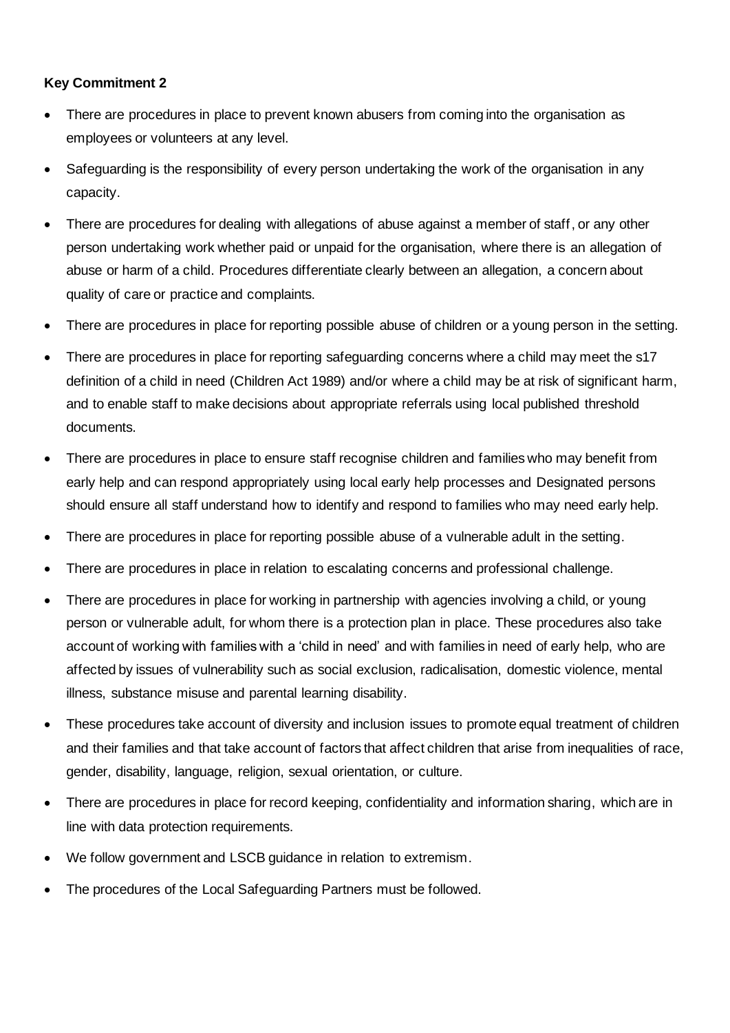**Key Commitment 2**

- There are procedures in place to prevent known abusers from coming into the organisation as employees or volunteers at any level.
- Safeguarding is the responsibility of every person undertaking the work of the organisation in any capacity.
- There are procedures for dealing with allegations of abuse against a member of staff, or any other person undertaking work whether paid or unpaid for the organisation, where there is an allegation of abuse or harm of a child. Procedures differentiate clearly between an allegation, a concern about quality of care or practice and complaints.
- There are procedures in place for reporting possible abuse of children or a young person in the setting.
- There are procedures in place for reporting safeguarding concerns where a child may meet the s17 definition of a child in need (Children Act 1989) and/or where a child may be at risk of significant harm, and to enable staff to make decisions about appropriate referrals using local published threshold documents.
- There are procedures in place to ensure staff recognise children and families who may benefit from early help and can respond appropriately using local early help processes and Designated persons should ensure all staff understand how to identify and respond to families who may need early help.
- There are procedures in place for reporting possible abuse of a vulnerable adult in the setting.
- There are procedures in place in relation to escalating concerns and professional challenge.
- There are procedures in place for working in partnership with agencies involving a child, or young person or vulnerable adult, for whom there is a protection plan in place. These procedures also take account of working with families with a 'child in need' and with families in need of early help, who are affected by issues of vulnerability such as social exclusion, radicalisation, domestic violence, mental illness, substance misuse and parental learning disability.
- These procedures take account of diversity and inclusion issues to promote equal treatment of children and their families and that take account of factors that affect children that arise from inequalities of race, gender, disability, language, religion, sexual orientation, or culture.
- There are procedures in place for record keeping, confidentiality and information sharing, which are in line with data protection requirements.
- We follow government and LSCB guidance in relation to extremism.
- The procedures of the Local Safeguarding Partners must be followed.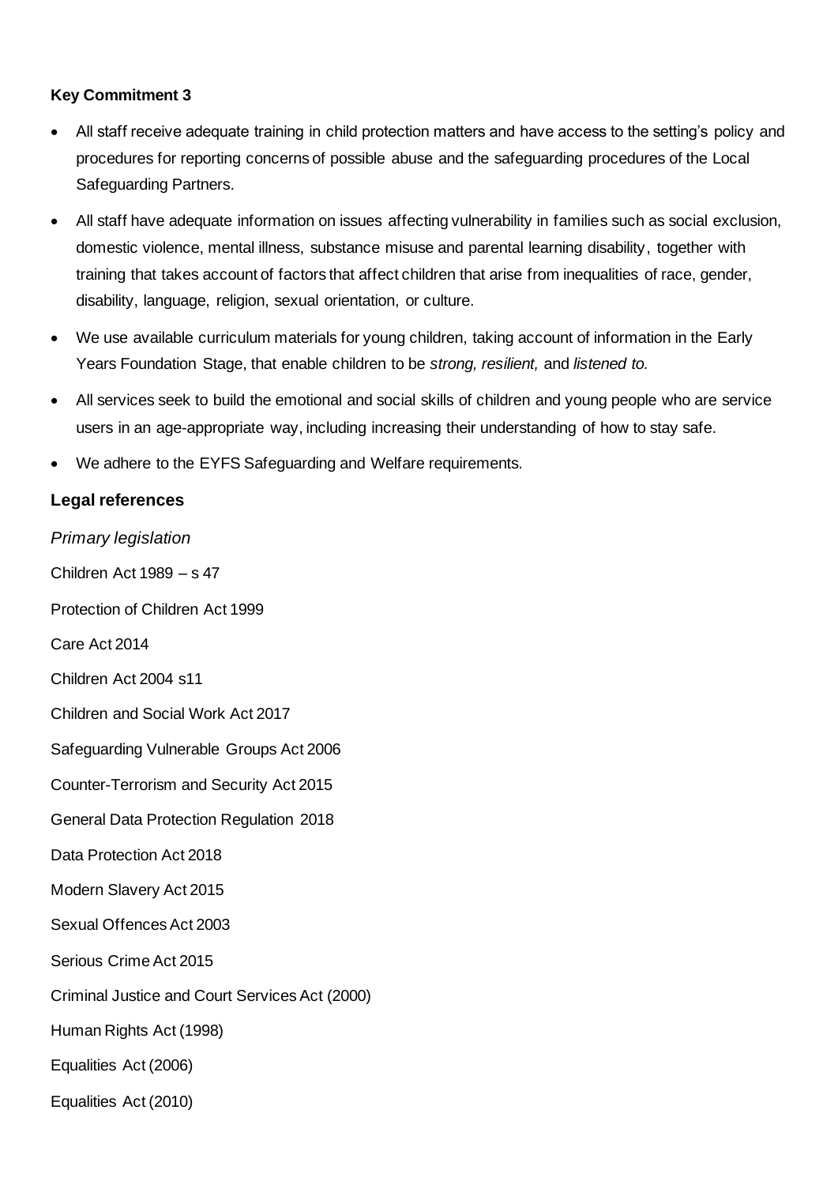**Key Commitment 3**

- All staff receive adequate training in child protection matters and have access to the setting's policy and procedures for reporting concerns of possible abuse and the safeguarding procedures of the Local Safeguarding Partners.
- All staff have adequate information on issues affecting vulnerability in families such as social exclusion, domestic violence, mental illness, substance misuse and parental learning disability, together with training that takes account of factors that affect children that arise from inequalities of race, gender, disability, language, religion, sexual orientation, or culture.
- We use available curriculum materials for young children, taking account of information in the Early Years Foundation Stage, that enable children to be *strong, resilient,* and *listened to.*
- All services seek to build the emotional and social skills of children and young people who are service users in an age-appropriate way, including increasing their understanding of how to stay safe.
- We adhere to the EYFS Safeguarding and Welfare requirements.

## Legal references

*Primary legislation*

Children Act 1989 – s 47

Protection of Children Act 1999

Care Act 2014

Children Act 2004 s11

Children and Social Work Act 2017

Safeguarding Vulnerable Groups Act 2006

Counter-Terrorism and Security Act 2015

General Data Protection Regulation 2018

Data Protection Act 2018

Modern Slavery Act 2015

Sexual Offences Act 2003

Serious Crime Act 2015

Criminal Justice and Court Services Act (2000)

Human Rights Act (1998)

Equalities Act (2006)

Equalities Act (2010)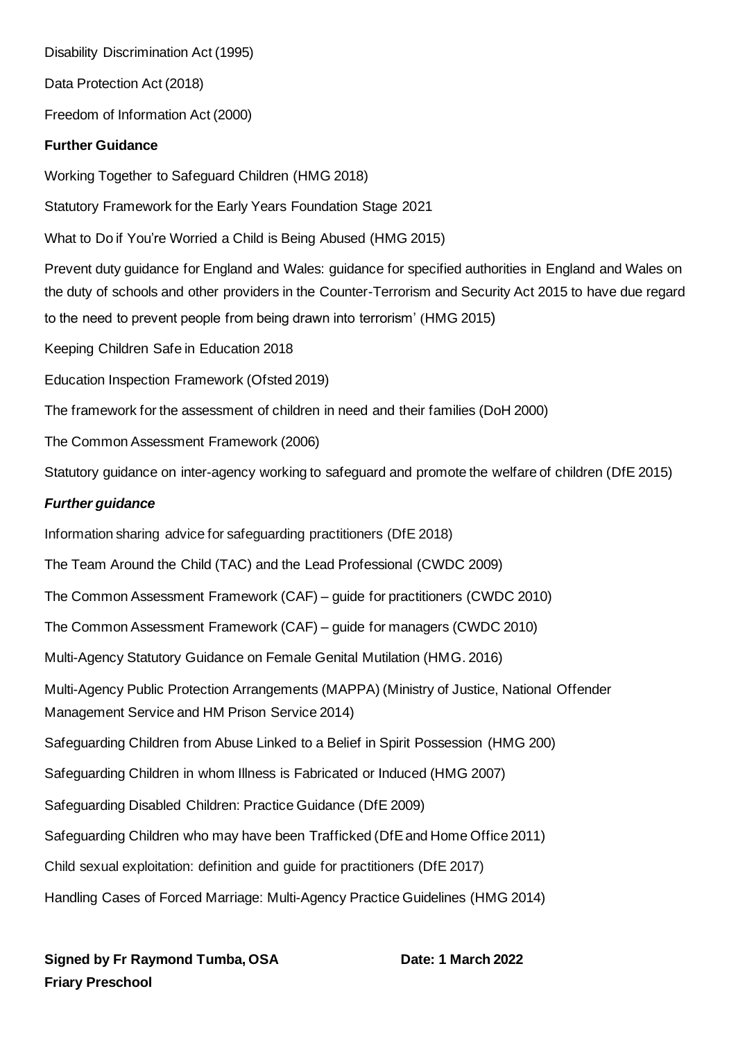Disability Discrimination Act (1995)

Data Protection Act (2018)

Freedom of Information Act (2000)

**Further Guidance**

Working Together to Safeguard Children (HMG 2018)

Statutory Framework for the Early Years Foundation Stage 2021

What to Do if You're Worried a Child is Being Abused (HMG 2015)

Prevent duty guidance for England and Wales: guidance for specified authorities in England and Wales on the duty of schools and other providers in the Counter-Terrorism and Security Act 2015 to have due regard to the need to prevent people from being drawn into terrorism' (HMG 2015)

Keeping Children Safe in Education 2018

Education Inspection Framework (Ofsted 2019)

The framework for the assessment of children in need and their families (DoH 2000)

The Common Assessment Framework (2006)

Statutory guidance on inter-agency working to safeguard and promote the welfare of children (DfE 2015)

***Further guidance***

Information sharing advice for safeguarding practitioners (DfE 2018)

The Team Around the Child (TAC) and the Lead Professional (CWDC 2009)

The Common Assessment Framework (CAF) – guide for practitioners (CWDC 2010)

The Common Assessment Framework (CAF) – guide for managers (CWDC 2010)

Multi-Agency Statutory Guidance on Female Genital Mutilation (HMG. 2016)

Multi-Agency Public Protection Arrangements (MAPPA) (Ministry of Justice, National Offender Management Service and HM Prison Service 2014)

Safeguarding Children from Abuse Linked to a Belief in Spirit Possession (HMG 200)

Safeguarding Children in whom Illness is Fabricated or Induced (HMG 2007)

Safeguarding Disabled Children: Practice Guidance (DfE 2009)

Safeguarding Children who may have been Trafficked (DfE and Home Office 2011)

Child sexual exploitation: definition and guide for practitioners (DfE 2017)

Handling Cases of Forced Marriage: Multi-Agency Practice Guidelines (HMG 2014)

**Signed by Fr Raymond Tumba, OSA** **Date: 1 March 2022**
**Friary Preschool**